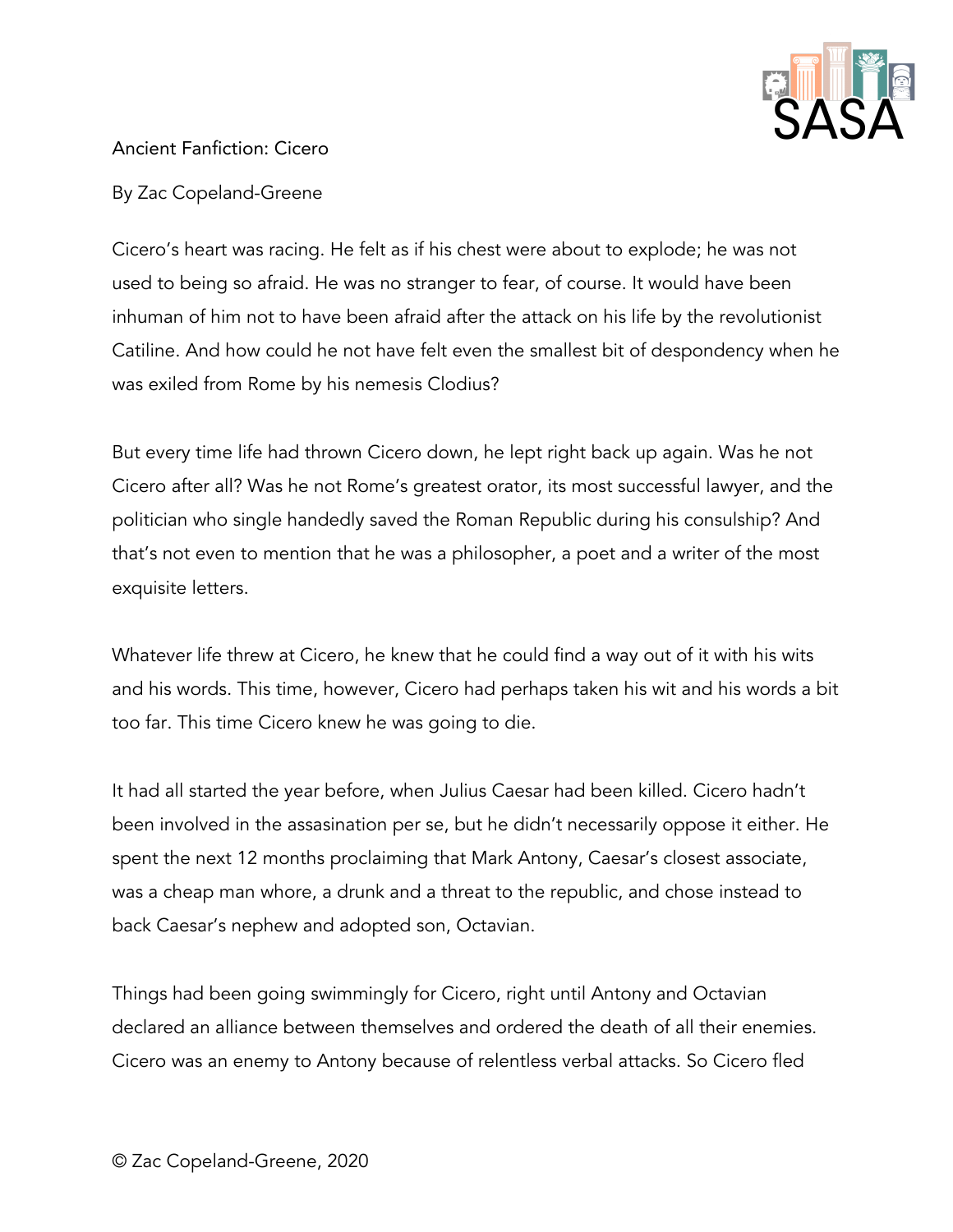Ancient Fanfiction: Cicero

By Zac Copeland-Greene

Cicero's heart was racing. He felt as if his chest were about to explode; he was not used to being so afraid. He was no stranger to fear, of course. It would have been inhuman of him not to have been afraid after the attack on his life by the revolutionist Catiline. And how could he not have felt even the smallest bit of despondency when he was exiled from Rome by his nemesis Clodius?

But every time life had thrown Cicero down, he lept right back up again. Was he not Cicero after all? Was he not Rome's greatest orator, its most successful lawyer, and the politician who single handedly saved the Roman Republic during his consulship? And that's not even to mention that he was a philosopher, a poet and a writer of the most exquisite letters.

Whatever life threw at Cicero, he knew that he could find a way out of it with his wits and his words. This time, however, Cicero had perhaps taken his wit and his words a bit too far. This time Cicero knew he was going to die.

It had all started the year before, when Julius Caesar had been killed. Cicero hadn't been involved in the assasination per se, but he didn't necessarily oppose it either. He spent the next 12 months proclaiming that Mark Antony, Caesar's closest associate, was a cheap man whore, a drunk and a threat to the republic, and chose instead to back Caesar's nephew and adopted son, Octavian.

Things had been going swimmingly for Cicero, right until Antony and Octavian declared an alliance between themselves and ordered the death of all their enemies. Cicero was an enemy to Antony because of relentless verbal attacks. So Cicero fled

© Zac Copeland-Greene, 2020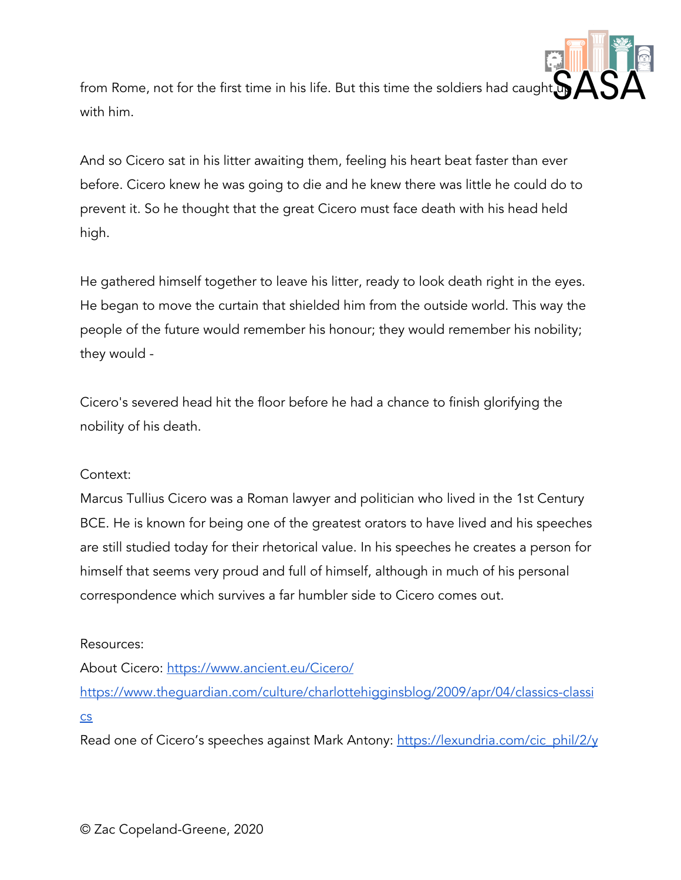from Rome, not for the first time in his life. But this time the soldiers had caught up with him.

And so Cicero sat in his litter awaiting them, feeling his heart beat faster than ever before. Cicero knew he was going to die and he knew there was little he could do to prevent it. So he thought that the great Cicero must face death with his head held high.

He gathered himself together to leave his litter, ready to look death right in the eyes. He began to move the curtain that shielded him from the outside world. This way the people of the future would remember his honour; they would remember his nobility; they would -

Cicero's severed head hit the floor before he had a chance to finish glorifying the nobility of his death.

Context:
Marcus Tullius Cicero was a Roman lawyer and politician who lived in the 1st Century BCE. He is known for being one of the greatest orators to have lived and his speeches are still studied today for their rhetorical value. In his speeches he creates a person for himself that seems very proud and full of himself, although in much of his personal correspondence which survives a far humbler side to Cicero comes out.

Resources:
About Cicero: [https://www.ancient.eu/Cicero/](https://www.ancient.eu/Cicero/)
[https://www.theguardian.com/culture/charlottehigginsblog/2009/apr/04/classics-classics](https://www.theguardian.com/culture/charlottehigginsblog/2009/apr/04/classics-classics)
Read one of Cicero's speeches against Mark Antony: [https://lexundria.com/cic_phil/2/y](https://lexundria.com/cic_phil/2/y)

© Zac Copeland-Greene, 2020